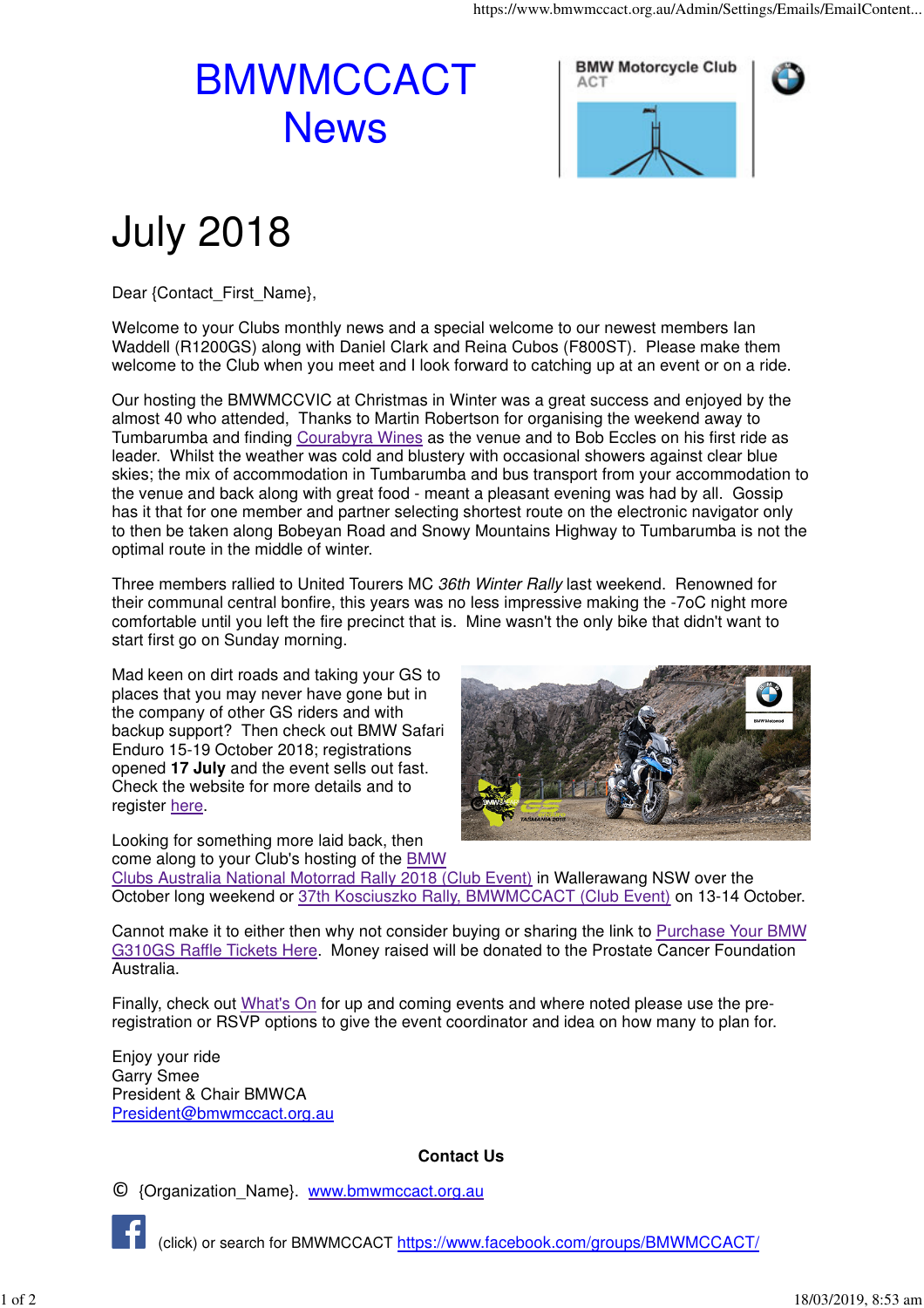# BMWMCCACT News

BMW Motorcycle Club ACT

# July 2018

Dear {Contact_First_Name},

Welcome to your Clubs monthly news and a special welcome to our newest members Ian Waddell (R1200GS) along with Daniel Clark and Reina Cubos (F800ST). Please make them welcome to the Club when you meet and I look forward to catching up at an event or on a ride.

Our hosting the BMWMCCVIC at Christmas in Winter was a great success and enjoyed by the almost 40 who attended, Thanks to Martin Robertson for organising the weekend away to Tumbarumba and finding Courabyra Wines as the venue and to Bob Eccles on his first ride as leader. Whilst the weather was cold and blustery with occasional showers against clear blue skies; the mix of accommodation in Tumbarumba and bus transport from your accommodation to the venue and back along with great food - meant a pleasant evening was had by all. Gossip has it that for one member and partner selecting shortest route on the electronic navigator only to then be taken along Bobeyan Road and Snowy Mountains Highway to Tumbarumba is not the optimal route in the middle of winter.

Three members rallied to United Tourers MC *36th Winter Rally* last weekend. Renowned for their communal central bonfire, this years was no less impressive making the -7oC night more comfortable until you left the fire precinct that is. Mine wasn't the only bike that didn't want to start first go on Sunday morning.

Mad keen on dirt roads and taking your GS to places that you may never have gone but in the company of other GS riders and with backup support? Then check out BMW Safari Enduro 15-19 October 2018; registrations opened **17 July** and the event sells out fast. Check the website for more details and to register here.

Looking for something more laid back, then come along to your Club's hosting of the BMW Clubs Australia National Motorrad Rally 2018 (Club Event) in Wallerawang NSW over the October long weekend or 37th Kosciuszko Rally, BMWMCCACT (Club Event) on 13-14 October.

Cannot make it to either then why not consider buying or sharing the link to Purchase Your BMW G310GS Raffle Tickets Here. Money raised will be donated to the Prostate Cancer Foundation Australia.

Finally, check out What's On for up and coming events and where noted please use the pre-registration or RSVP options to give the event coordinator and idea on how many to plan for.

Enjoy your ride  
Garry Smee  
President & Chair BMWCA  
President@bmwmccact.org.au

**Contact Us**

© {Organization_Name}. www.bmwmccact.org.au

(click) or search for BMWMCCACT https://www.facebook.com/groups/BMWMCCACT/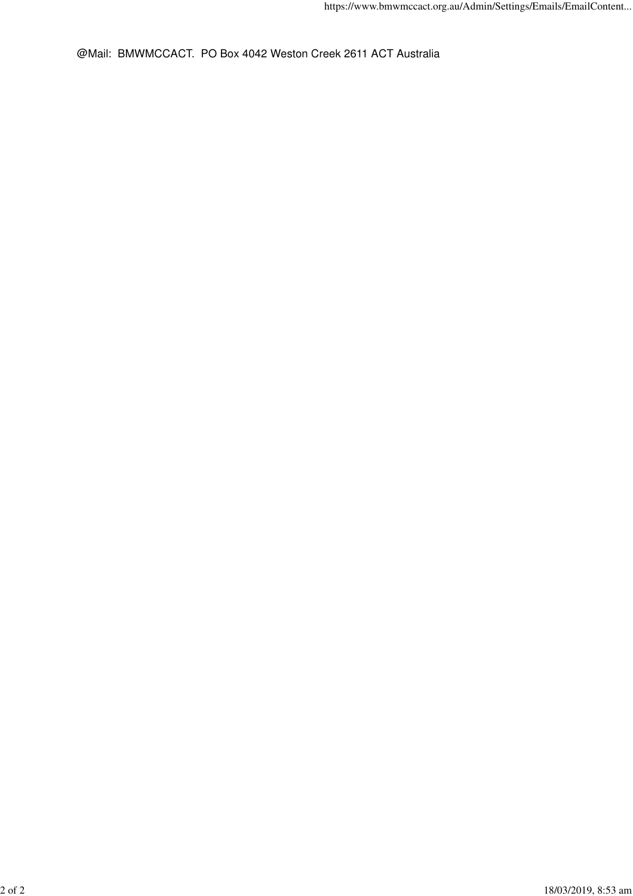@Mail: BMWMCCACT. PO Box 4042 Weston Creek 2611 ACT Australia